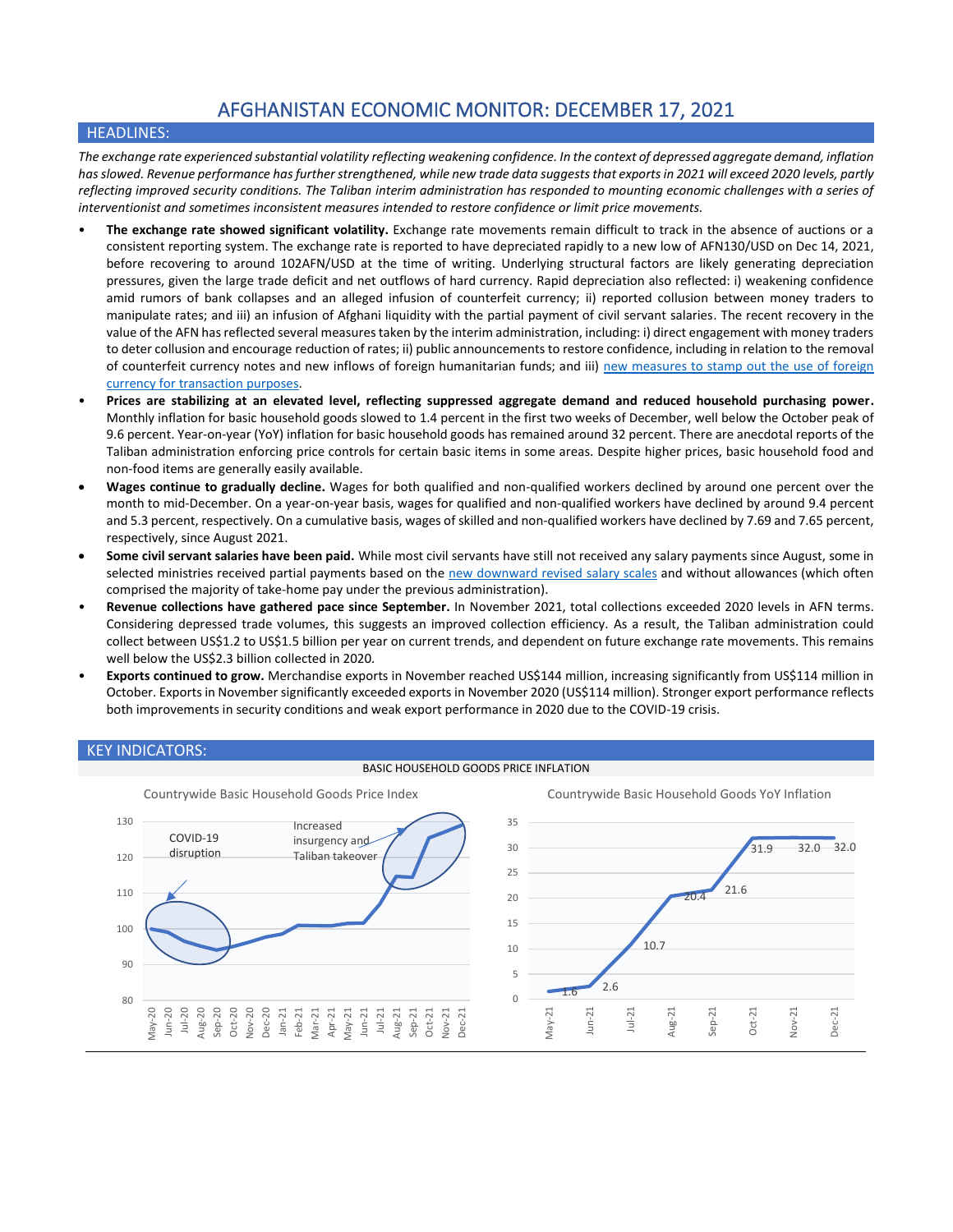# AFGHANISTAN ECONOMIC MONITOR: DECEMBER 17, 2021

## HEADLINES:

*The exchange rate experienced substantial volatility reflecting weakening confidence. In the context of depressed aggregate demand, inflation has slowed. Revenue performance has further strengthened, while new trade data suggests that exports in 2021 will exceed 2020 levels, partly reflecting improved security conditions. The Taliban interim administration has responded to mounting economic challenges with a series of interventionist and sometimes inconsistent measures intended to restore confidence or limit price movements.*

- **The exchange rate showed significant volatility.** Exchange rate movements remain difficult to track in the absence of auctions or a consistent reporting system. The exchange rate is reported to have depreciated rapidly to a new low of AFN130/USD on Dec 14, 2021, before recovering to around 102AFN/USD at the time of writing. Underlying structural factors are likely generating depreciation pressures, given the large trade deficit and net outflows of hard currency. Rapid depreciation also reflected: i) weakening confidence amid rumors of bank collapses and an alleged infusion of counterfeit currency; ii) reported collusion between money traders to manipulate rates; and iii) an infusion of Afghani liquidity with the partial payment of civil servant salaries. The recent recovery in the value of the AFN has reflected several measures taken by the interim administration, including: i) direct engagement with money traders to deter collusion and encourage reduction of rates; ii) public announcements to restore confidence, including in relation to the removal of counterfeit currency notes and new inflows of foreign humanitarian funds; and iii) new measures to stamp out the use of foreign currency for transaction purposes.
- **Prices are stabilizing at an elevated level, reflecting suppressed aggregate demand and reduced household purchasing power.** Monthly inflation for basic household goods slowed to 1.4 percent in the first two weeks of December, well below the October peak of 9.6 percent. Year-on-year (YoY) inflation for basic household goods has remained around 32 percent. There are anecdotal reports of the Taliban administration enforcing price controls for certain basic items in some areas. Despite higher prices, basic household food and non-food items are generally easily available.
- **Wages continue to gradually decline.** Wages for both qualified and non-qualified workers declined by around one percent over the month to mid-December. On a year-on-year basis, wages for qualified and non-qualified workers have declined by around 9.4 percent and 5.3 percent, respectively. On a cumulative basis, wages of skilled and non-qualified workers have declined by 7.69 and 7.65 percent, respectively, since August 2021.
- **Some civil servant salaries have been paid.** While most civil servants have still not received any salary payments since August, some in selected ministries received partial payments based on the new downward revised salary scales and without allowances (which often comprised the majority of take-home pay under the previous administration).
- **Revenue collections have gathered pace since September.** In November 2021, total collections exceeded 2020 levels in AFN terms. Considering depressed trade volumes, this suggests an improved collection efficiency. As a result, the Taliban administration could collect between US$1.2 to US$1.5 billion per year on current trends, and dependent on future exchange rate movements. This remains well below the US$2.3 billion collected in 2020.
- **Exports continued to grow.** Merchandise exports in November reached US$144 million, increasing significantly from US$114 million in October. Exports in November significantly exceeded exports in November 2020 (US$114 million). Stronger export performance reflects both improvements in security conditions and weak export performance in 2020 due to the COVID-19 crisis.

## KEY INDICATORS:

BASIC HOUSEHOLD GOODS PRICE INFLATION

**Countrywide Basic Household Goods Price Index**

(Chart annotations: COVID-19 disruption; Increased insurgency and Taliban takeover)

**Countrywide Basic Household Goods YoY Inflation**

| Month | May-21 | Jun-21 | Jul-21 | Aug-21 | Sep-21 | Oct-21 | Nov-21 | Dec-21 |
|---|---|---|---|---|---|---|---|---|
| YoY Inflation (%) | 1.6 | 2.6 | 10.7 | 20.4 | 21.6 | 31.9 | 32.0 | 32.0 |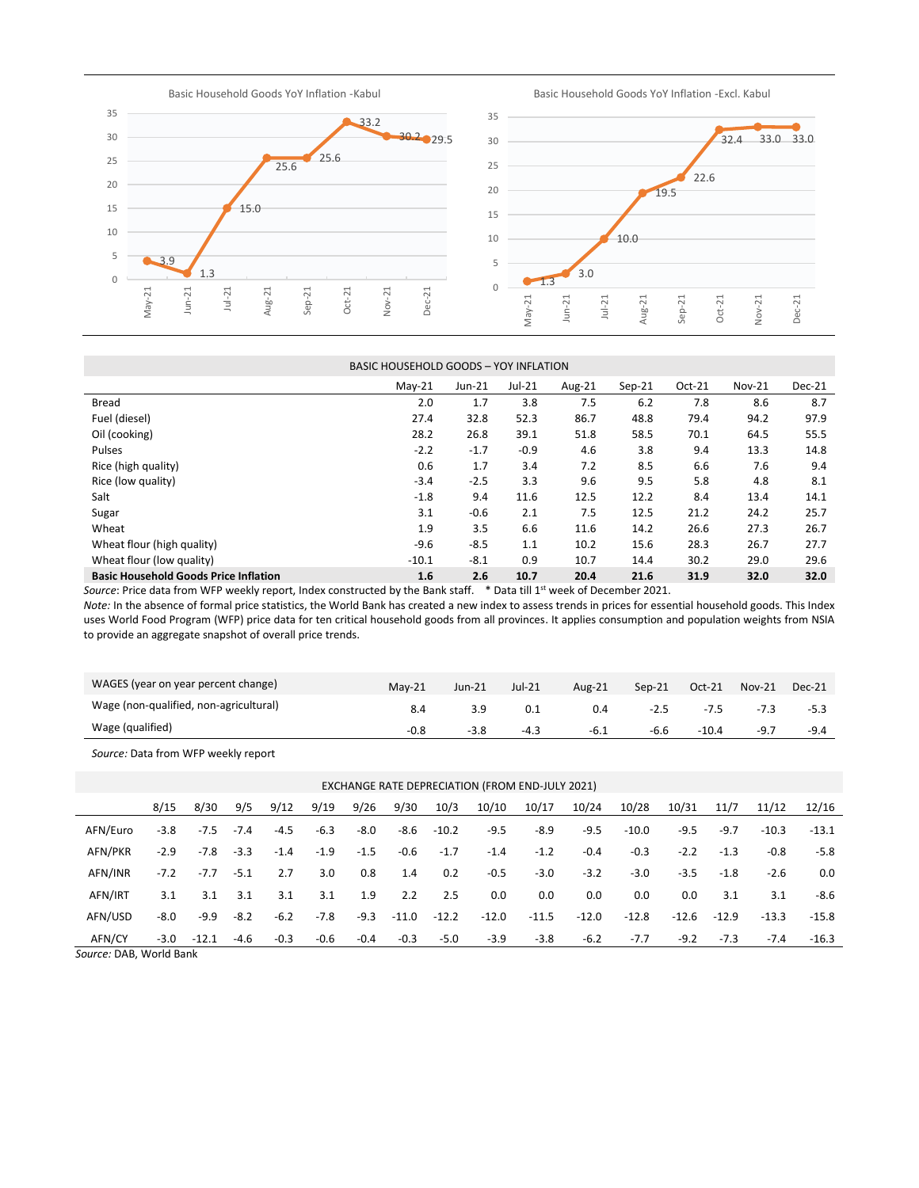Basic Household Goods YoY Inflation -Kabul

| May-21 | Jun-21 | Jul-21 | Aug-21 | Sep-21 | Oct-21 | Nov-21 | Dec-21 |
|---|---|---|---|---|---|---|---|
| 3.9 | 1.3 | 15.0 | 25.6 | 25.6 | 33.2 | 30.2 | 29.5 |

Basic Household Goods YoY Inflation -Excl. Kabul

| May-21 | Jun-21 | Jul-21 | Aug-21 | Sep-21 | Oct-21 | Nov-21 | Dec-21 |
|---|---|---|---|---|---|---|---|
| 1.3 | 3.0 | 10.0 | 19.5 | 22.6 | 32.4 | 33.0 | 33.0 |

BASIC HOUSEHOLD GOODS – YOY INFLATION

| | May-21 | Jun-21 | Jul-21 | Aug-21 | Sep-21 | Oct-21 | Nov-21 | Dec-21 |
|---|---|---|---|---|---|---|---|---|
| Bread | 2.0 | 1.7 | 3.8 | 7.5 | 6.2 | 7.8 | 8.6 | 8.7 |
| Fuel (diesel) | 27.4 | 32.8 | 52.3 | 86.7 | 48.8 | 79.4 | 94.2 | 97.9 |
| Oil (cooking) | 28.2 | 26.8 | 39.1 | 51.8 | 58.5 | 70.1 | 64.5 | 55.5 |
| Pulses | -2.2 | -1.7 | -0.9 | 4.6 | 3.8 | 9.4 | 13.3 | 14.8 |
| Rice (high quality) | 0.6 | 1.7 | 3.4 | 7.2 | 8.5 | 6.6 | 7.6 | 9.4 |
| Rice (low quality) | -3.4 | -2.5 | 3.3 | 9.6 | 9.5 | 5.8 | 4.8 | 8.1 |
| Salt | -1.8 | 9.4 | 11.6 | 12.5 | 12.2 | 8.4 | 13.4 | 14.1 |
| Sugar | 3.1 | -0.6 | 2.1 | 7.5 | 12.5 | 21.2 | 24.2 | 25.7 |
| Wheat | 1.9 | 3.5 | 6.6 | 11.6 | 14.2 | 26.6 | 27.3 | 26.7 |
| Wheat flour (high quality) | -9.6 | -8.5 | 1.1 | 10.2 | 15.6 | 28.3 | 26.7 | 27.7 |
| Wheat flour (low quality) | -10.1 | -8.1 | 0.9 | 10.7 | 14.4 | 30.2 | 29.0 | 29.6 |
| **Basic Household Goods Price Inflation** | **1.6** | **2.6** | **10.7** | **20.4** | **21.6** | **31.9** | **32.0** | **32.0** |

*Source*: Price data from WFP weekly report, Index constructed by the Bank staff. * Data till 1st week of December 2021.

*Note:* In the absence of formal price statistics, the World Bank has created a new index to assess trends in prices for essential household goods. This Index uses World Food Program (WFP) price data for ten critical household goods from all provinces. It applies consumption and population weights from NSIA to provide an aggregate snapshot of overall price trends.

| WAGES (year on year percent change) | May-21 | Jun-21 | Jul-21 | Aug-21 | Sep-21 | Oct-21 | Nov-21 | Dec-21 |
|---|---|---|---|---|---|---|---|---|
| Wage (non-qualified, non-agricultural) | 8.4 | 3.9 | 0.1 | 0.4 | -2.5 | -7.5 | -7.3 | -5.3 |
| Wage (qualified) | -0.8 | -3.8 | -4.3 | -6.1 | -6.6 | -10.4 | -9.7 | -9.4 |

*Source:* Data from WFP weekly report

EXCHANGE RATE DEPRECIATION (FROM END-JULY 2021)

| | 8/15 | 8/30 | 9/5 | 9/12 | 9/19 | 9/26 | 9/30 | 10/3 | 10/10 | 10/17 | 10/24 | 10/28 | 10/31 | 11/7 | 11/12 | 12/16 |
|---|---|---|---|---|---|---|---|---|---|---|---|---|---|---|---|---|
| AFN/Euro | -3.8 | -7.5 | -7.4 | -4.5 | -6.3 | -8.0 | -8.6 | -10.2 | -9.5 | -8.9 | -9.5 | -10.0 | -9.5 | -9.7 | -10.3 | -13.1 |
| AFN/PKR | -2.9 | -7.8 | -3.3 | -1.4 | -1.9 | -1.5 | -0.6 | -1.7 | -1.4 | -1.2 | -0.4 | -0.3 | -2.2 | -1.3 | -0.8 | -5.8 |
| AFN/INR | -7.2 | -7.7 | -5.1 | 2.7 | 3.0 | 0.8 | 1.4 | 0.2 | -0.5 | -3.0 | -3.2 | -3.0 | -3.5 | -1.8 | -2.6 | 0.0 |
| AFN/IRT | 3.1 | 3.1 | 3.1 | 3.1 | 3.1 | 1.9 | 2.2 | 2.5 | 0.0 | 0.0 | 0.0 | 0.0 | 0.0 | 3.1 | 3.1 | -8.6 |
| AFN/USD | -8.0 | -9.9 | -8.2 | -6.2 | -7.8 | -9.3 | -11.0 | -12.2 | -12.0 | -11.5 | -12.0 | -12.8 | -12.6 | -12.9 | -13.3 | -15.8 |
| AFN/CY | -3.0 | -12.1 | -4.6 | -0.3 | -0.6 | -0.4 | -0.3 | -5.0 | -3.9 | -3.8 | -6.2 | -7.7 | -9.2 | -7.3 | -7.4 | -16.3 |

*Source:* DAB, World Bank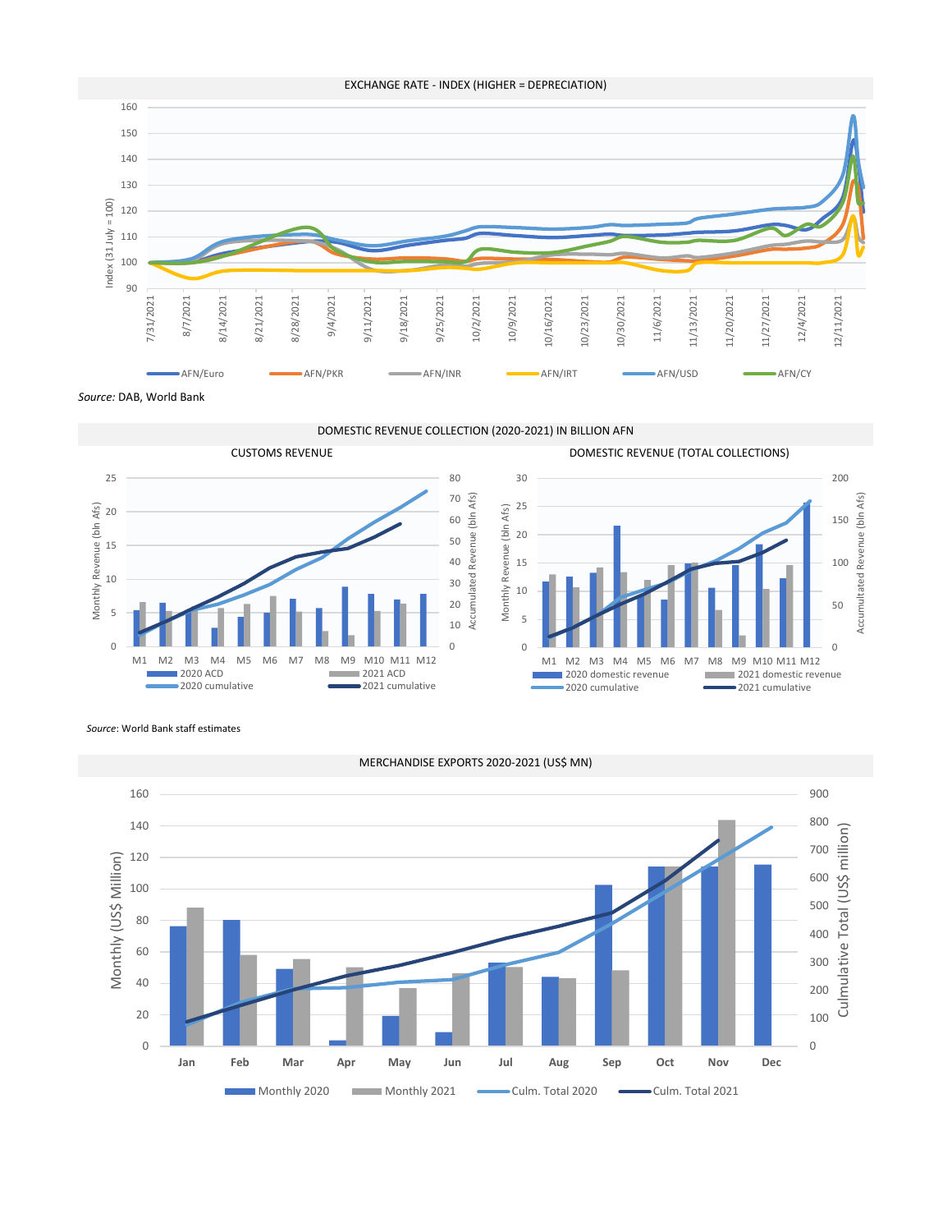EXCHANGE RATE - INDEX (HIGHER = DEPRECIATION)

*Source:* DAB, World Bank

DOMESTIC REVENUE COLLECTION (2020-2021) IN BILLION AFN

CUSTOMS REVENUE

DOMESTIC REVENUE (TOTAL COLLECTIONS)

*Source*: World Bank staff estimates

MERCHANDISE EXPORTS 2020-2021 (US$ MN)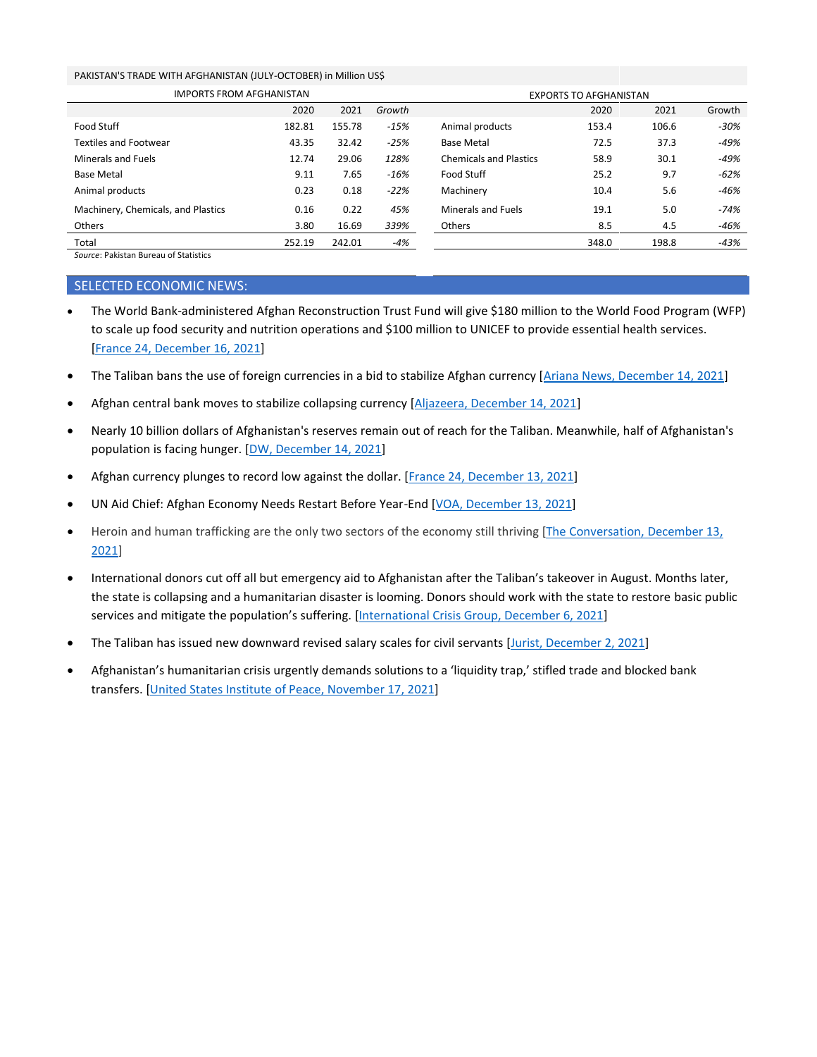PAKISTAN'S TRADE WITH AFGHANISTAN (JULY-OCTOBER) in Million US$

| IMPORTS FROM AFGHANISTAN | | | | EXPORTS TO AFGHANISTAN | | | |
|---|---|---|---|---|---|---|---|
| | 2020 | 2021 | *Growth* | | 2020 | 2021 | Growth |
| Food Stuff | 182.81 | 155.78 | *-15%* | Animal products | 153.4 | 106.6 | *-30%* |
| Textiles and Footwear | 43.35 | 32.42 | *-25%* | Base Metal | 72.5 | 37.3 | *-49%* |
| Minerals and Fuels | 12.74 | 29.06 | *128%* | Chemicals and Plastics | 58.9 | 30.1 | *-49%* |
| Base Metal | 9.11 | 7.65 | *-16%* | Food Stuff | 25.2 | 9.7 | *-62%* |
| Animal products | 0.23 | 0.18 | *-22%* | Machinery | 10.4 | 5.6 | *-46%* |
| Machinery, Chemicals, and Plastics | 0.16 | 0.22 | *45%* | Minerals and Fuels | 19.1 | 5.0 | *-74%* |
| Others | 3.80 | 16.69 | *339%* | Others | 8.5 | 4.5 | *-46%* |
| Total | 252.19 | 242.01 | *-4%* | | 348.0 | 198.8 | *-43%* |

*Source*: Pakistan Bureau of Statistics

## SELECTED ECONOMIC NEWS:

- The World Bank-administered Afghan Reconstruction Trust Fund will give $180 million to the World Food Program (WFP) to scale up food security and nutrition operations and $100 million to UNICEF to provide essential health services. [France 24, December 16, 2021]
- The Taliban bans the use of foreign currencies in a bid to stabilize Afghan currency [Ariana News, December 14, 2021]
- Afghan central bank moves to stabilize collapsing currency [Aljazeera, December 14, 2021]
- Nearly 10 billion dollars of Afghanistan's reserves remain out of reach for the Taliban. Meanwhile, half of Afghanistan's population is facing hunger. [DW, December 14, 2021]
- Afghan currency plunges to record low against the dollar. [France 24, December 13, 2021]
- UN Aid Chief: Afghan Economy Needs Restart Before Year-End [VOA, December 13, 2021]
- Heroin and human trafficking are the only two sectors of the economy still thriving [The Conversation, December 13, 2021]
- International donors cut off all but emergency aid to Afghanistan after the Taliban's takeover in August. Months later, the state is collapsing and a humanitarian disaster is looming. Donors should work with the state to restore basic public services and mitigate the population's suffering. [International Crisis Group, December 6, 2021]
- The Taliban has issued new downward revised salary scales for civil servants [Jurist, December 2, 2021]
- Afghanistan's humanitarian crisis urgently demands solutions to a 'liquidity trap,' stifled trade and blocked bank transfers. [United States Institute of Peace, November 17, 2021]